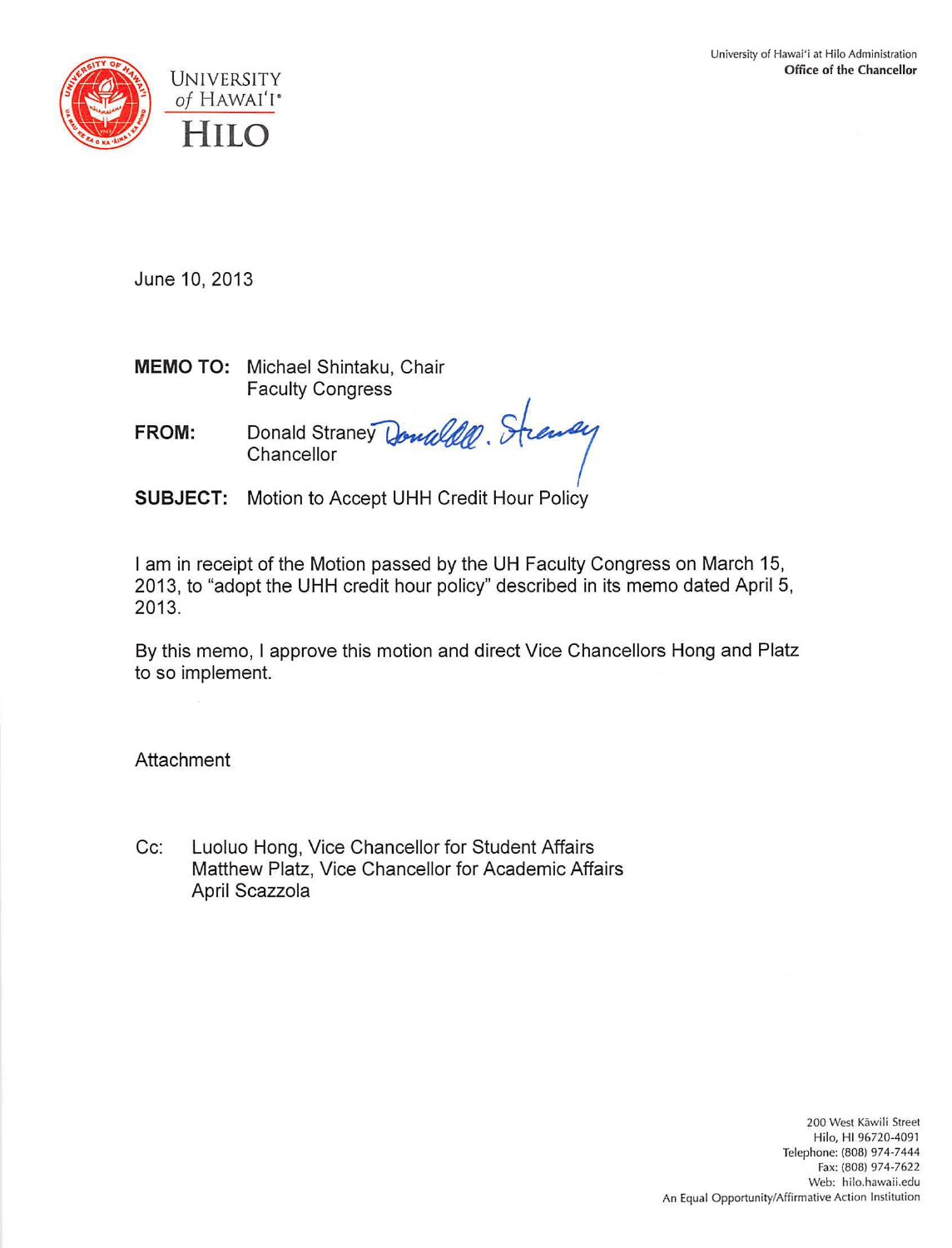University of Hawai'i at Hilo Administration
**Office of the Chancellor**

UNIVERSITY of HAWAI'I HILO

June 10, 2013

**MEMO TO:** Michael Shintaku, Chair
Faculty Congress

**FROM:** Donald Straney
Chancellor

**SUBJECT:** Motion to Accept UHH Credit Hour Policy

I am in receipt of the Motion passed by the UH Faculty Congress on March 15, 2013, to "adopt the UHH credit hour policy" described in its memo dated April 5, 2013.

By this memo, I approve this motion and direct Vice Chancellors Hong and Platz to so implement.

Attachment

Cc: Luoluo Hong, Vice Chancellor for Student Affairs
Matthew Platz, Vice Chancellor for Academic Affairs
April Scazzola

200 West Kāwili Street
Hilo, HI 96720-4091
Telephone: (808) 974-7444
Fax: (808) 974-7622
Web: hilo.hawaii.edu
An Equal Opportunity/Affirmative Action Institution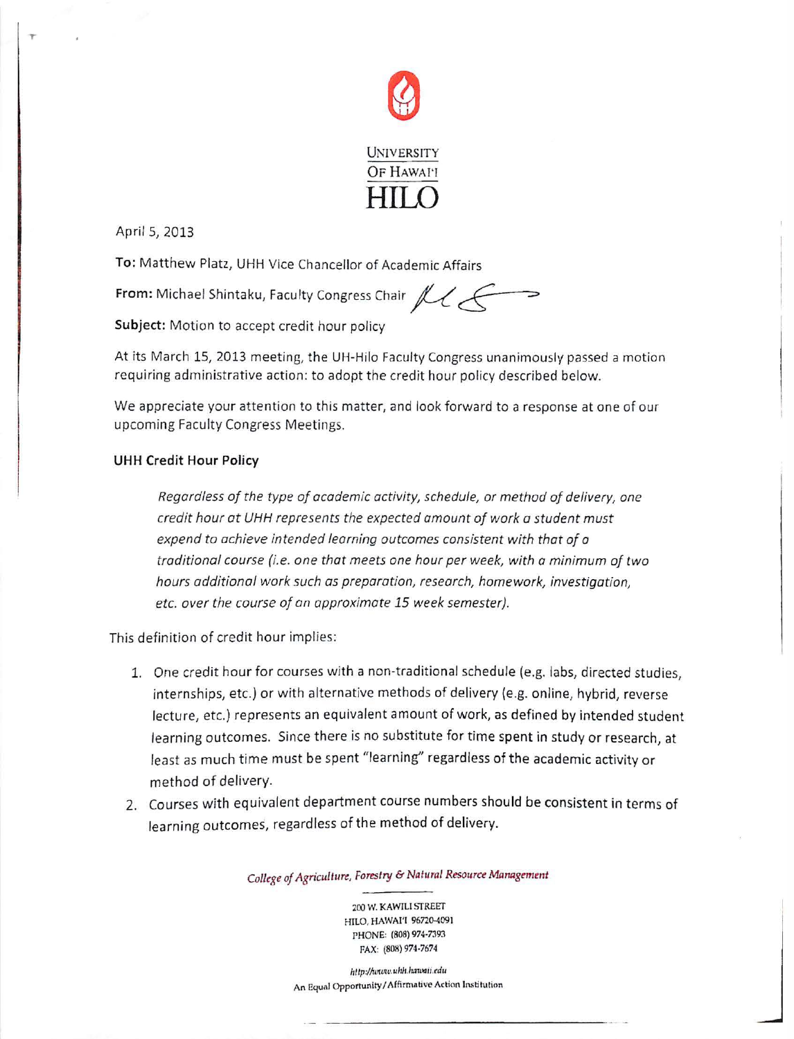UNIVERSITY
OF HAWAI'I
HILO

April 5, 2013

**To:** Matthew Platz, UHH Vice Chancellor of Academic Affairs

**From:** Michael Shintaku, Faculty Congress Chair

**Subject:** Motion to accept credit hour policy

At its March 15, 2013 meeting, the UH-Hilo Faculty Congress unanimously passed a motion requiring administrative action: to adopt the credit hour policy described below.

We appreciate your attention to this matter, and look forward to a response at one of our upcoming Faculty Congress Meetings.

**UHH Credit Hour Policy**

> *Regardless of the type of academic activity, schedule, or method of delivery, one credit hour at UHH represents the expected amount of work a student must expend to achieve intended learning outcomes consistent with that of a traditional course (i.e. one that meets one hour per week, with a minimum of two hours additional work such as preparation, research, homework, investigation, etc. over the course of an approximate 15 week semester).*

This definition of credit hour implies:

1. One credit hour for courses with a non-traditional schedule (e.g. labs, directed studies, internships, etc.) or with alternative methods of delivery (e.g. online, hybrid, reverse lecture, etc.) represents an equivalent amount of work, as defined by intended student learning outcomes. Since there is no substitute for time spent in study or research, at least as much time must be spent "learning" regardless of the academic activity or method of delivery.
2. Courses with equivalent department course numbers should be consistent in terms of learning outcomes, regardless of the method of delivery.

*College of Agriculture, Forestry & Natural Resource Management*

200 W. KAWILI STREET
HILO, HAWAI'I 96720-4091
PHONE: (808) 974-7393
FAX: (808) 974-7674

*http://www.uhh.hawaii.edu*
An Equal Opportunity/Affirmative Action Institution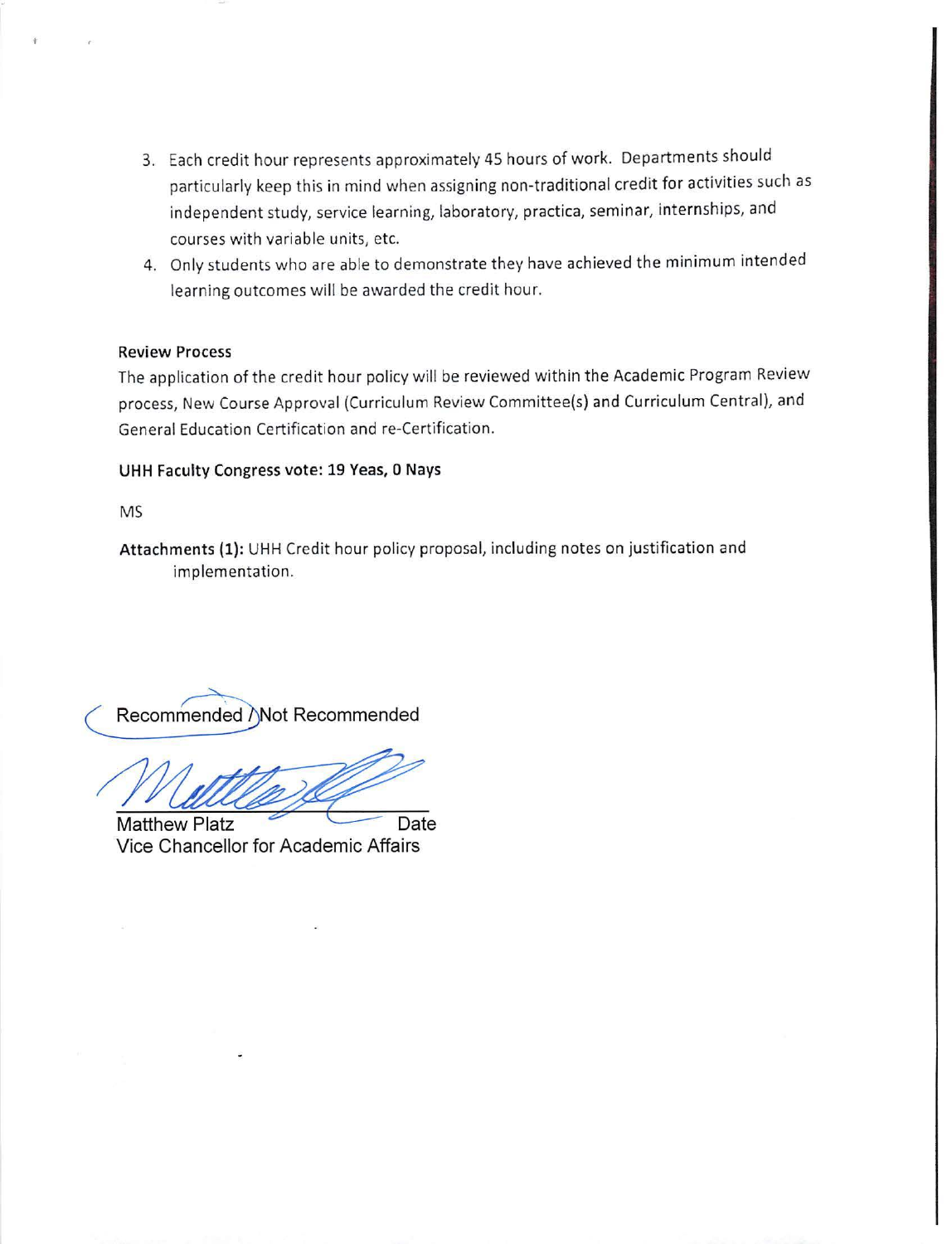3. Each credit hour represents approximately 45 hours of work. Departments should particularly keep this in mind when assigning non-traditional credit for activities such as independent study, service learning, laboratory, practica, seminar, internships, and courses with variable units, etc.
4. Only students who are able to demonstrate they have achieved the minimum intended learning outcomes will be awarded the credit hour.

**Review Process**

The application of the credit hour policy will be reviewed within the Academic Program Review process, New Course Approval (Curriculum Review Committee(s) and Curriculum Central), and General Education Certification and re-Certification.

**UHH Faculty Congress vote: 19 Yeas, 0 Nays**

MS

**Attachments (1):** UHH Credit hour policy proposal, including notes on justification and implementation.

Recommended / Not Recommended

Matthew Platz  Date
Vice Chancellor for Academic Affairs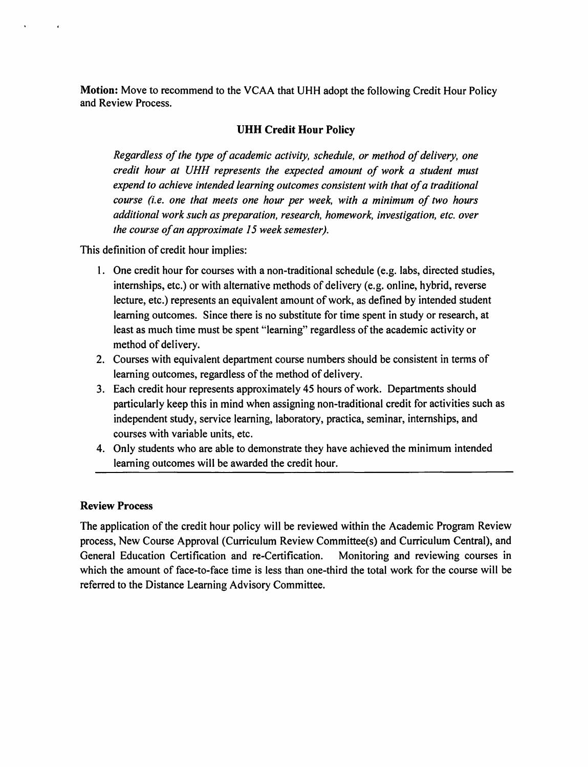**Motion:** Move to recommend to the VCAA that UHH adopt the following Credit Hour Policy and Review Process.

## UHH Credit Hour Policy

*Regardless of the type of academic activity, schedule, or method of delivery, one credit hour at UHH represents the expected amount of work a student must expend to achieve intended learning outcomes consistent with that of a traditional course (i.e. one that meets one hour per week, with a minimum of two hours additional work such as preparation, research, homework, investigation, etc. over the course of an approximate 15 week semester).*

This definition of credit hour implies:

1. One credit hour for courses with a non-traditional schedule (e.g. labs, directed studies, internships, etc.) or with alternative methods of delivery (e.g. online, hybrid, reverse lecture, etc.) represents an equivalent amount of work, as defined by intended student learning outcomes. Since there is no substitute for time spent in study or research, at least as much time must be spent "learning" regardless of the academic activity or method of delivery.
2. Courses with equivalent department course numbers should be consistent in terms of learning outcomes, regardless of the method of delivery.
3. Each credit hour represents approximately 45 hours of work. Departments should particularly keep this in mind when assigning non-traditional credit for activities such as independent study, service learning, laboratory, practica, seminar, internships, and courses with variable units, etc.
4. Only students who are able to demonstrate they have achieved the minimum intended learning outcomes will be awarded the credit hour.

---

**Review Process**

The application of the credit hour policy will be reviewed within the Academic Program Review process, New Course Approval (Curriculum Review Committee(s) and Curriculum Central), and General Education Certification and re-Certification. Monitoring and reviewing courses in which the amount of face-to-face time is less than one-third the total work for the course will be referred to the Distance Learning Advisory Committee.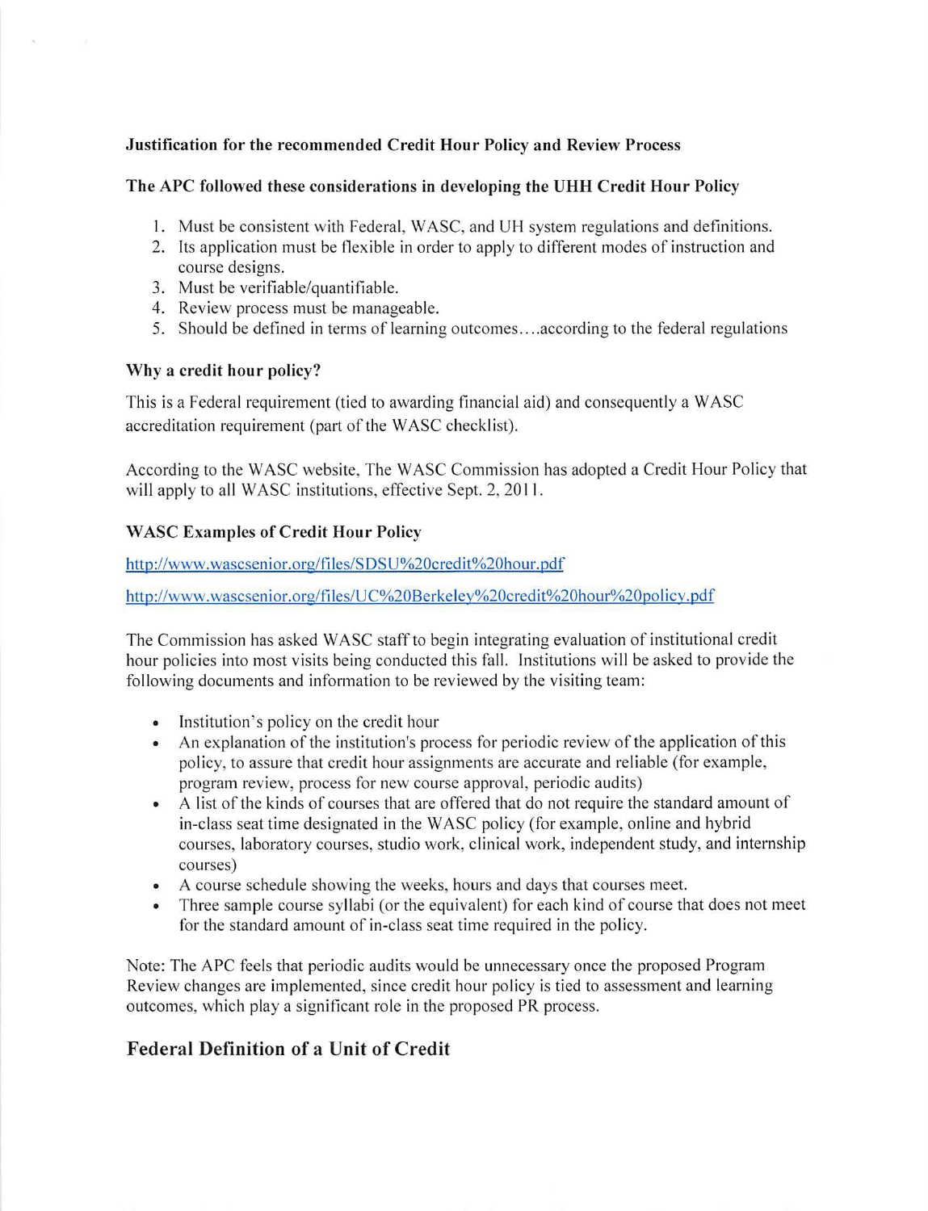**Justification for the recommended Credit Hour Policy and Review Process**

**The APC followed these considerations in developing the UHH Credit Hour Policy**

1. Must be consistent with Federal, WASC, and UH system regulations and definitions.
2. Its application must be flexible in order to apply to different modes of instruction and course designs.
3. Must be verifiable/quantifiable.
4. Review process must be manageable.
5. Should be defined in terms of learning outcomes….according to the federal regulations

**Why a credit hour policy?**

This is a Federal requirement (tied to awarding financial aid) and consequently a WASC accreditation requirement (part of the WASC checklist).

According to the WASC website, The WASC Commission has adopted a Credit Hour Policy that will apply to all WASC institutions, effective Sept. 2, 2011.

**WASC Examples of Credit Hour Policy**

http://www.wascsenior.org/files/SDSU%20credit%20hour.pdf

http://www.wascsenior.org/files/UC%20Berkeley%20credit%20hour%20policy.pdf

The Commission has asked WASC staff to begin integrating evaluation of institutional credit hour policies into most visits being conducted this fall. Institutions will be asked to provide the following documents and information to be reviewed by the visiting team:

- Institution's policy on the credit hour
- An explanation of the institution's process for periodic review of the application of this policy, to assure that credit hour assignments are accurate and reliable (for example, program review, process for new course approval, periodic audits)
- A list of the kinds of courses that are offered that do not require the standard amount of in-class seat time designated in the WASC policy (for example, online and hybrid courses, laboratory courses, studio work, clinical work, independent study, and internship courses)
- A course schedule showing the weeks, hours and days that courses meet.
- Three sample course syllabi (or the equivalent) for each kind of course that does not meet for the standard amount of in-class seat time required in the policy.

Note: The APC feels that periodic audits would be unnecessary once the proposed Program Review changes are implemented, since credit hour policy is tied to assessment and learning outcomes, which play a significant role in the proposed PR process.

## Federal Definition of a Unit of Credit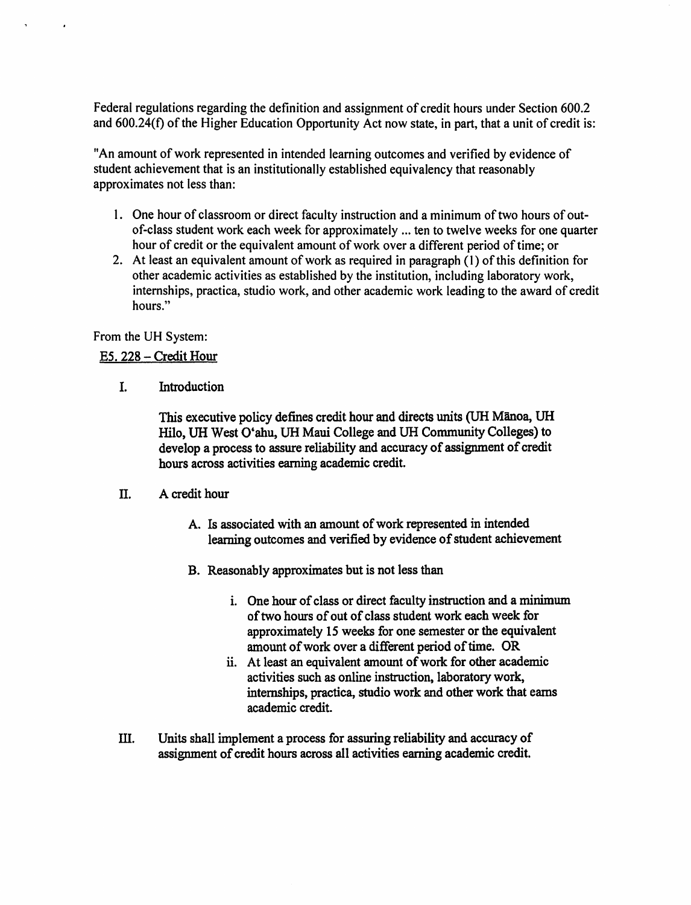Federal regulations regarding the definition and assignment of credit hours under Section 600.2 and 600.24(f) of the Higher Education Opportunity Act now state, in part, that a unit of credit is:

"An amount of work represented in intended learning outcomes and verified by evidence of student achievement that is an institutionally established equivalency that reasonably approximates not less than:

1. One hour of classroom or direct faculty instruction and a minimum of two hours of out-of-class student work each week for approximately ... ten to twelve weeks for one quarter hour of credit or the equivalent amount of work over a different period of time; or
2. At least an equivalent amount of work as required in paragraph (1) of this definition for other academic activities as established by the institution, including laboratory work, internships, practica, studio work, and other academic work leading to the award of credit hours."

From the UH System:

<u>E5. 228 – Credit Hour</u>

I. Introduction

This executive policy defines credit hour and directs units (UH Mānoa, UH Hilo, UH West O'ahu, UH Maui College and UH Community Colleges) to develop a process to assure reliability and accuracy of assignment of credit hours across activities earning academic credit.

II. A credit hour

A. Is associated with an amount of work represented in intended learning outcomes and verified by evidence of student achievement

B. Reasonably approximates but is not less than

i. One hour of class or direct faculty instruction and a minimum of two hours of out of class student work each week for approximately 15 weeks for one semester or the equivalent amount of work over a different period of time. OR

ii. At least an equivalent amount of work for other academic activities such as online instruction, laboratory work, internships, practica, studio work and other work that earns academic credit.

III. Units shall implement a process for assuring reliability and accuracy of assignment of credit hours across all activities earning academic credit.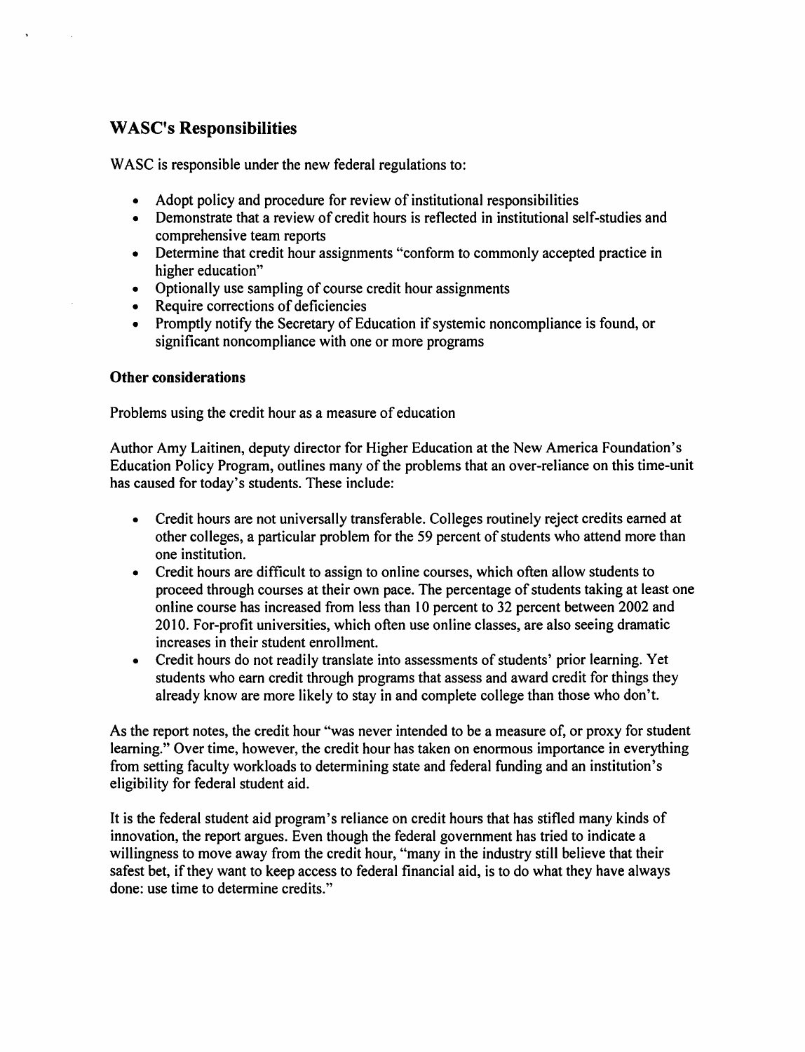## WASC's Responsibilities

WASC is responsible under the new federal regulations to:

- Adopt policy and procedure for review of institutional responsibilities
- Demonstrate that a review of credit hours is reflected in institutional self-studies and comprehensive team reports
- Determine that credit hour assignments "conform to commonly accepted practice in higher education"
- Optionally use sampling of course credit hour assignments
- Require corrections of deficiencies
- Promptly notify the Secretary of Education if systemic noncompliance is found, or significant noncompliance with one or more programs

### Other considerations

Problems using the credit hour as a measure of education

Author Amy Laitinen, deputy director for Higher Education at the New America Foundation's Education Policy Program, outlines many of the problems that an over-reliance on this time-unit has caused for today's students. These include:

- Credit hours are not universally transferable. Colleges routinely reject credits earned at other colleges, a particular problem for the 59 percent of students who attend more than one institution.
- Credit hours are difficult to assign to online courses, which often allow students to proceed through courses at their own pace. The percentage of students taking at least one online course has increased from less than 10 percent to 32 percent between 2002 and 2010. For-profit universities, which often use online classes, are also seeing dramatic increases in their student enrollment.
- Credit hours do not readily translate into assessments of students' prior learning. Yet students who earn credit through programs that assess and award credit for things they already know are more likely to stay in and complete college than those who don't.

As the report notes, the credit hour "was never intended to be a measure of, or proxy for student learning." Over time, however, the credit hour has taken on enormous importance in everything from setting faculty workloads to determining state and federal funding and an institution's eligibility for federal student aid.

It is the federal student aid program's reliance on credit hours that has stifled many kinds of innovation, the report argues. Even though the federal government has tried to indicate a willingness to move away from the credit hour, "many in the industry still believe that their safest bet, if they want to keep access to federal financial aid, is to do what they have always done: use time to determine credits."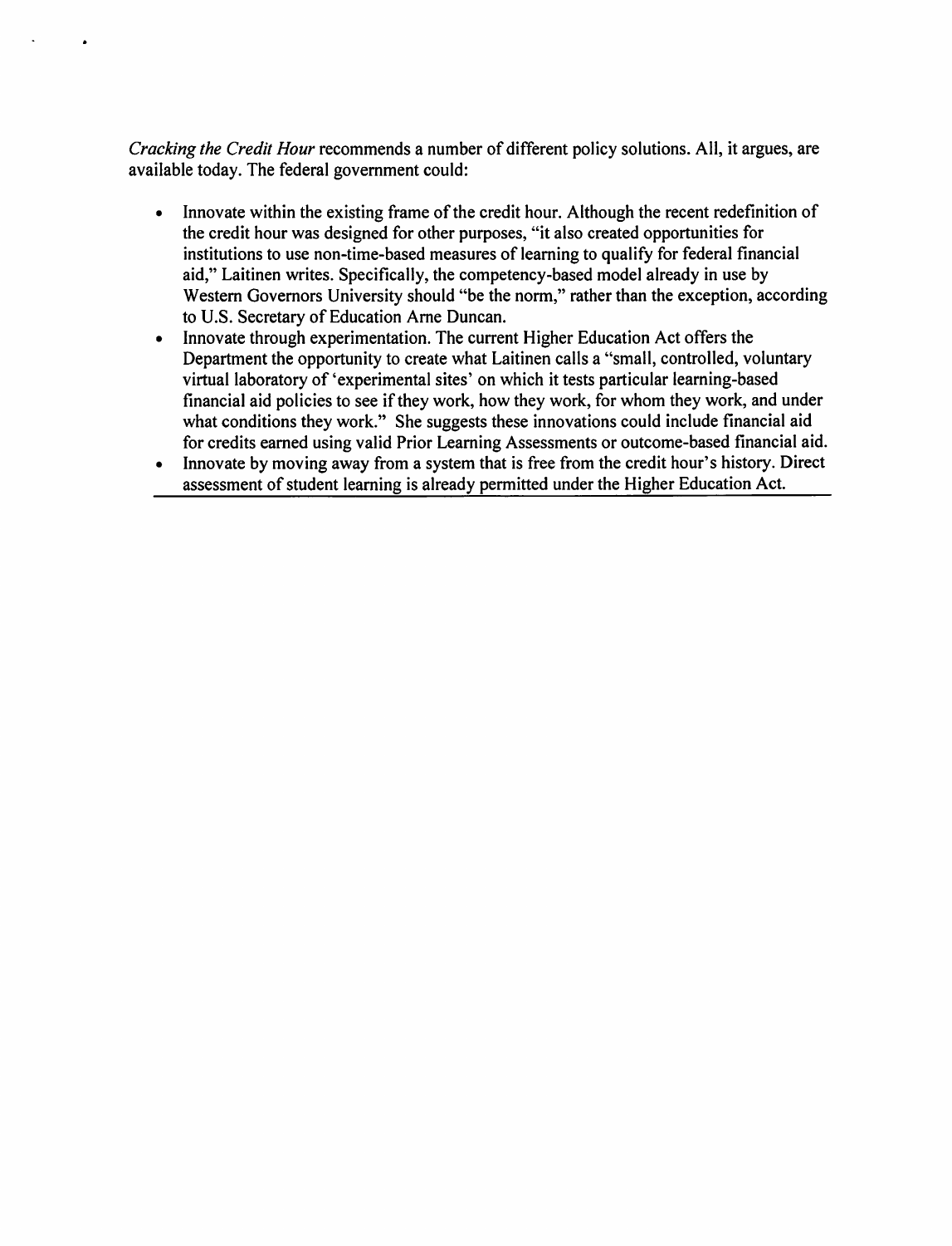*Cracking the Credit Hour* recommends a number of different policy solutions. All, it argues, are available today. The federal government could:

- Innovate within the existing frame of the credit hour. Although the recent redefinition of the credit hour was designed for other purposes, "it also created opportunities for institutions to use non-time-based measures of learning to qualify for federal financial aid," Laitinen writes. Specifically, the competency-based model already in use by Western Governors University should "be the norm," rather than the exception, according to U.S. Secretary of Education Arne Duncan.
- Innovate through experimentation. The current Higher Education Act offers the Department the opportunity to create what Laitinen calls a "small, controlled, voluntary virtual laboratory of 'experimental sites' on which it tests particular learning-based financial aid policies to see if they work, how they work, for whom they work, and under what conditions they work." She suggests these innovations could include financial aid for credits earned using valid Prior Learning Assessments or outcome-based financial aid.
- Innovate by moving away from a system that is free from the credit hour's history. Direct assessment of student learning is already permitted under the Higher Education Act.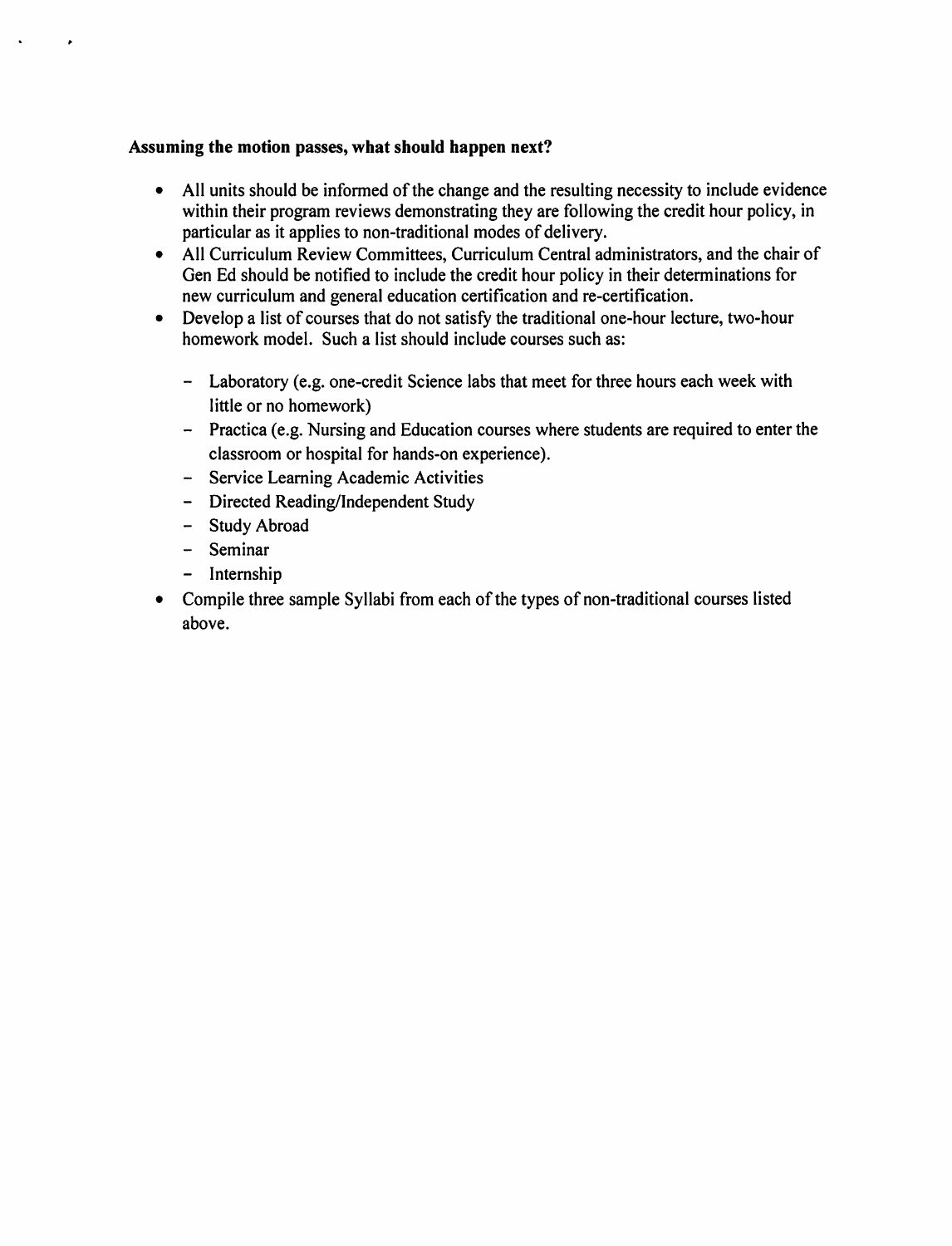**Assuming the motion passes, what should happen next?**

- All units should be informed of the change and the resulting necessity to include evidence within their program reviews demonstrating they are following the credit hour policy, in particular as it applies to non-traditional modes of delivery.
- All Curriculum Review Committees, Curriculum Central administrators, and the chair of Gen Ed should be notified to include the credit hour policy in their determinations for new curriculum and general education certification and re-certification.
- Develop a list of courses that do not satisfy the traditional one-hour lecture, two-hour homework model. Such a list should include courses such as:
    - Laboratory (e.g. one-credit Science labs that meet for three hours each week with little or no homework)
    - Practica (e.g. Nursing and Education courses where students are required to enter the classroom or hospital for hands-on experience).
    - Service Learning Academic Activities
    - Directed Reading/Independent Study
    - Study Abroad
    - Seminar
    - Internship
- Compile three sample Syllabi from each of the types of non-traditional courses listed above.